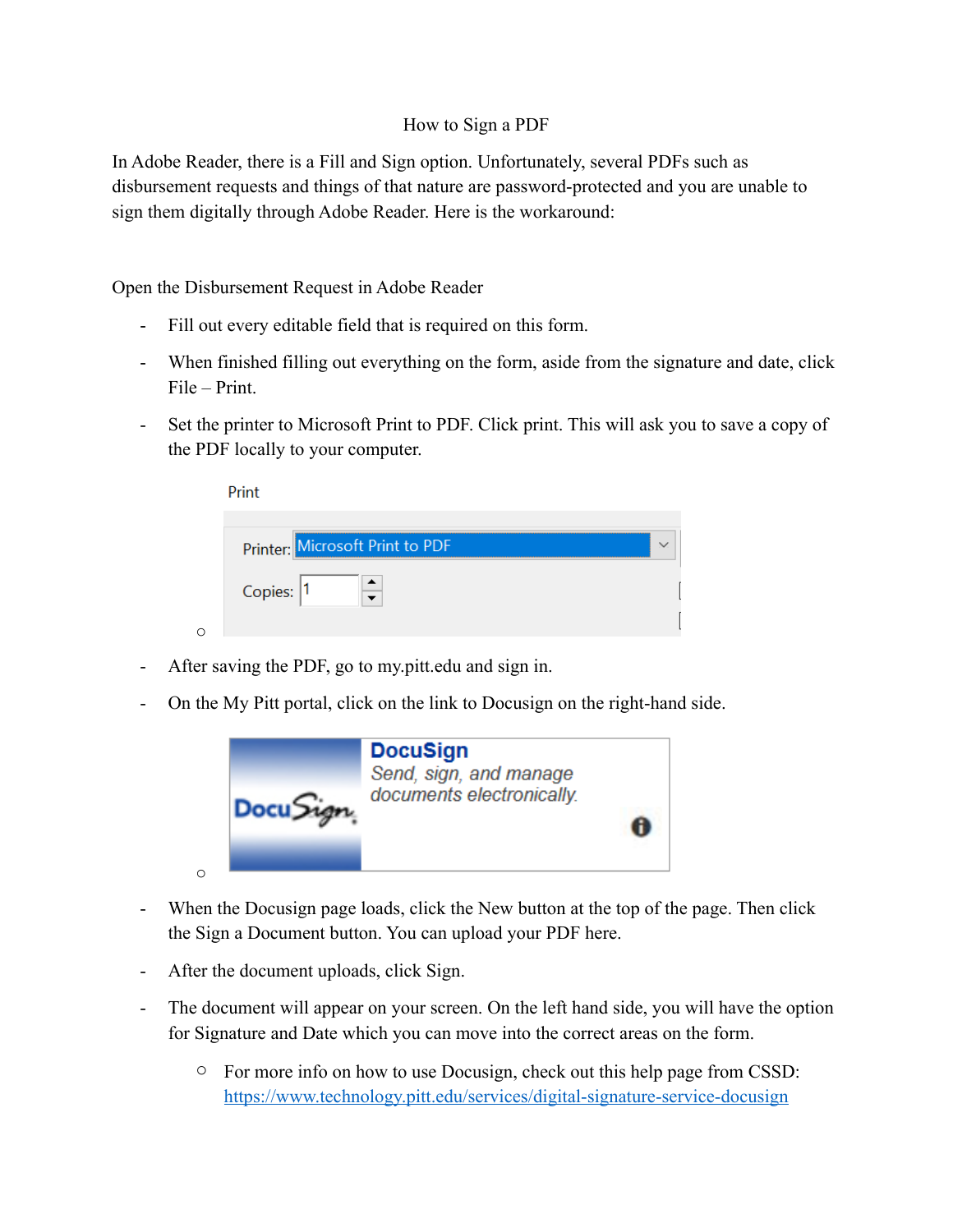# How to Sign a PDF

In Adobe Reader, there is a Fill and Sign option. Unfortunately, several PDFs such as disbursement requests and things of that nature are password-protected and you are unable to sign them digitally through Adobe Reader. Here is the workaround:

Open the Disbursement Request in Adobe Reader

- Fill out every editable field that is required on this form.
- When finished filling out everything on the form, aside from the signature and date, click File – Print.
- Set the printer to Microsoft Print to PDF. Click print. This will ask you to save a copy of the PDF locally to your computer.
  - Print
    Printer: Microsoft Print to PDF
    Copies: 1
- After saving the PDF, go to my.pitt.edu and sign in.
- On the My Pitt portal, click on the link to Docusign on the right-hand side.
  - DocuSign
    DocuSign
    Send, sign, and manage documents electronically.
- When the Docusign page loads, click the New button at the top of the page. Then click the Sign a Document button. You can upload your PDF here.
- After the document uploads, click Sign.
- The document will appear on your screen. On the left hand side, you will have the option for Signature and Date which you can move into the correct areas on the form.
  - For more info on how to use Docusign, check out this help page from CSSD: https://www.technology.pitt.edu/services/digital-signature-service-docusign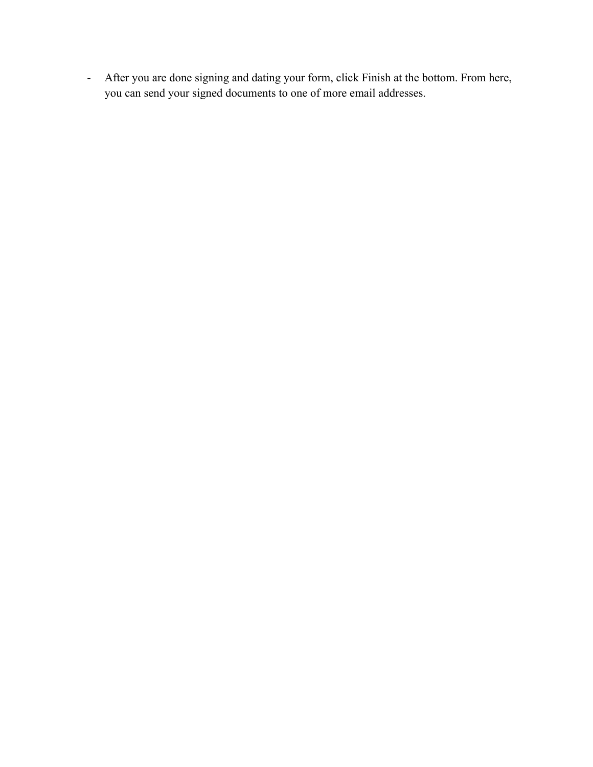- After you are done signing and dating your form, click Finish at the bottom. From here, you can send your signed documents to one of more email addresses.